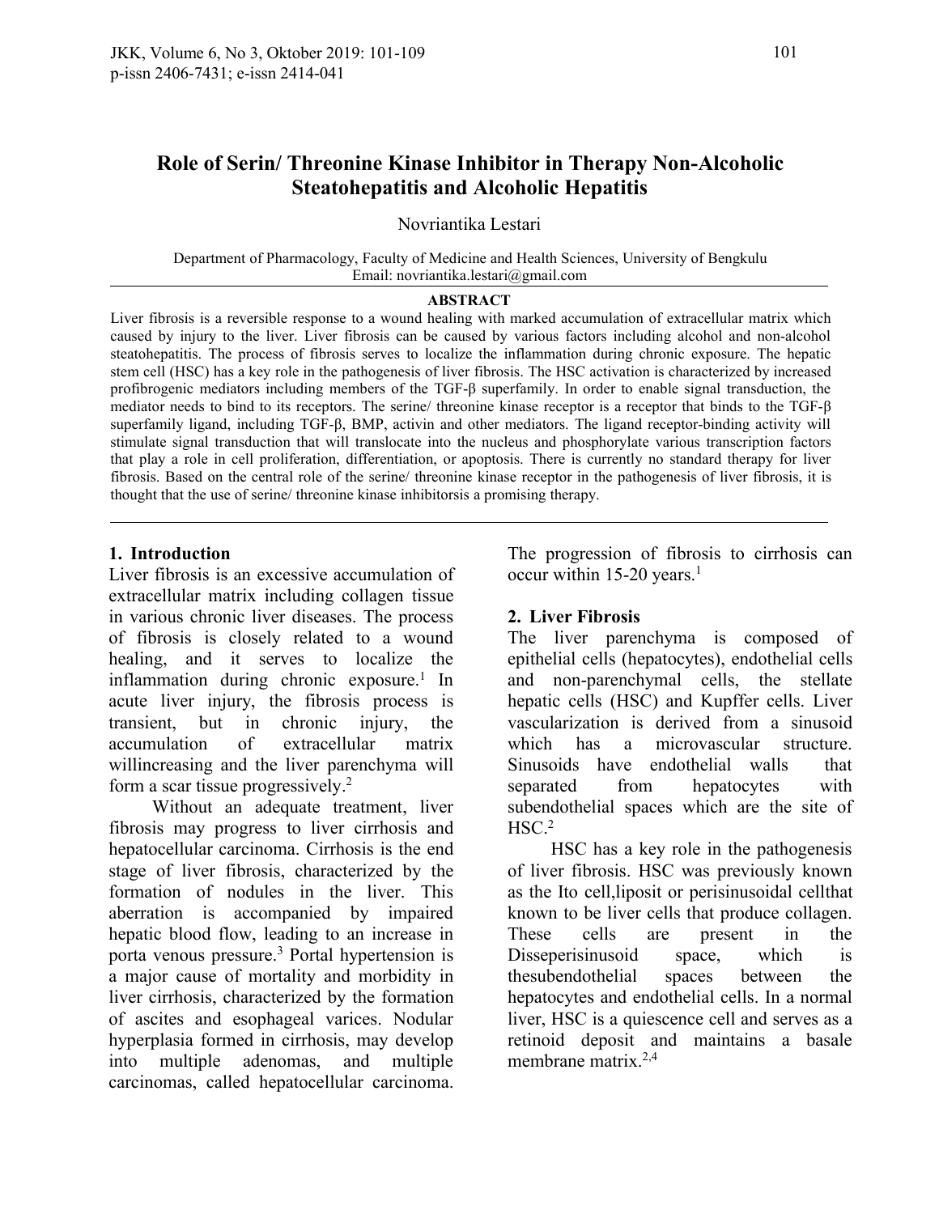# Role of Serin/ Threonine Kinase Inhibitor in Therapy Non-Alcoholic Steatohepatitis and Alcoholic Hepatitis

Novriantika Lestari

Department of Pharmacology, Faculty of Medicine and Health Sciences, University of Bengkulu
Email: novriantika.lestari@gmail.com

**ABSTRACT**

Liver fibrosis is a reversible response to a wound healing with marked accumulation of extracellular matrix which caused by injury to the liver. Liver fibrosis can be caused by various factors including alcohol and non-alcohol steatohepatitis. The process of fibrosis serves to localize the inflammation during chronic exposure. The hepatic stem cell (HSC) has a key role in the pathogenesis of liver fibrosis. The HSC activation is characterized by increased profibrogenic mediators including members of the TGF-β superfamily. In order to enable signal transduction, the mediator needs to bind to its receptors. The serine/ threonine kinase receptor is a receptor that binds to the TGF-β superfamily ligand, including TGF-β, BMP, activin and other mediators. The ligand receptor-binding activity will stimulate signal transduction that will translocate into the nucleus and phosphorylate various transcription factors that play a role in cell proliferation, differentiation, or apoptosis. There is currently no standard therapy for liver fibrosis. Based on the central role of the serine/ threonine kinase receptor in the pathogenesis of liver fibrosis, it is thought that the use of serine/ threonine kinase inhibitorsis a promising therapy.

## 1. Introduction

Liver fibrosis is an excessive accumulation of extracellular matrix including collagen tissue in various chronic liver diseases. The process of fibrosis is closely related to a wound healing, and it serves to localize the inflammation during chronic exposure.[1] In acute liver injury, the fibrosis process is transient, but in chronic injury, the accumulation of extracellular matrix willincreasing and the liver parenchyma will form a scar tissue progressively.[2]

Without an adequate treatment, liver fibrosis may progress to liver cirrhosis and hepatocellular carcinoma. Cirrhosis is the end stage of liver fibrosis, characterized by the formation of nodules in the liver. This aberration is accompanied by impaired hepatic blood flow, leading to an increase in porta venous pressure.[3] Portal hypertension is a major cause of mortality and morbidity in liver cirrhosis, characterized by the formation of ascites and esophageal varices. Nodular hyperplasia formed in cirrhosis, may develop into multiple adenomas, and multiple carcinomas, called hepatocellular carcinoma. The progression of fibrosis to cirrhosis can occur within 15-20 years.[1]

## 2. Liver Fibrosis

The liver parenchyma is composed of epithelial cells (hepatocytes), endothelial cells and non-parenchymal cells, the stellate hepatic cells (HSC) and Kupffer cells. Liver vascularization is derived from a sinusoid which has a microvascular structure. Sinusoids have endothelial walls that separated from hepatocytes with subendothelial spaces which are the site of HSC.[2]

HSC has a key role in the pathogenesis of liver fibrosis. HSC was previously known as the Ito cell,liposit or perisinusoidal cellthat known to be liver cells that produce collagen. These cells are present in the Disseperisinusoid space, which is thesubendothelial spaces between the hepatocytes and endothelial cells. In a normal liver, HSC is a quiescence cell and serves as a retinoid deposit and maintains a basale membrane matrix.[2,4]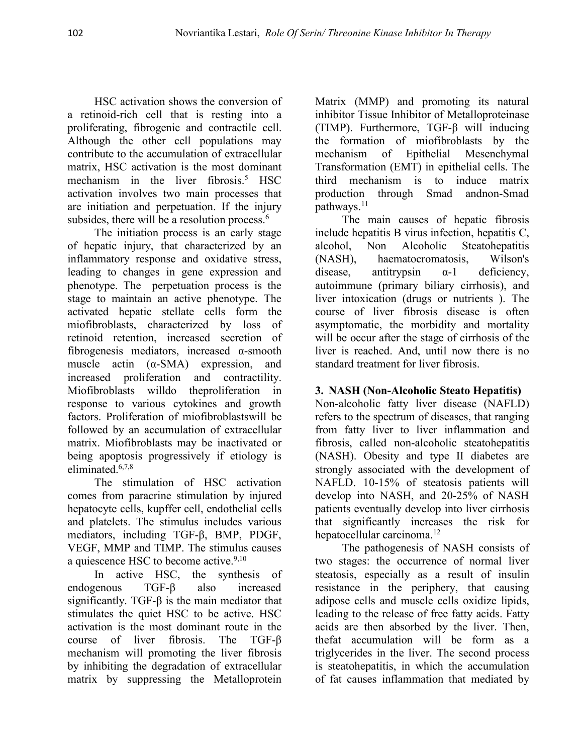HSC activation shows the conversion of a retinoid-rich cell that is resting into a proliferating, fibrogenic and contractile cell. Although the other cell populations may contribute to the accumulation of extracellular matrix, HSC activation is the most dominant mechanism in the liver fibrosis.[5] HSC activation involves two main processes that are initiation and perpetuation. If the injury subsides, there will be a resolution process.[6]

The initiation process is an early stage of hepatic injury, that characterized by an inflammatory response and oxidative stress, leading to changes in gene expression and phenotype. The perpetuation process is the stage to maintain an active phenotype. The activated hepatic stellate cells form the miofibroblasts, characterized by loss of retinoid retention, increased secretion of fibrogenesis mediators, increased α-smooth muscle actin (α-SMA) expression, and increased proliferation and contractility. Miofibroblasts willdo theproliferation in response to various cytokines and growth factors. Proliferation of miofibroblastswill be followed by an accumulation of extracellular matrix. Miofibroblasts may be inactivated or being apoptosis progressively if etiology is eliminated.[6,7,8]

The stimulation of HSC activation comes from paracrine stimulation by injured hepatocyte cells, kupffer cell, endothelial cells and platelets. The stimulus includes various mediators, including TGF-β, BMP, PDGF, VEGF, MMP and TIMP. The stimulus causes a quiescence HSC to become active.[9,10]

In active HSC, the synthesis of endogenous TGF-β also increased significantly. TGF-β is the main mediator that stimulates the quiet HSC to be active. HSC activation is the most dominant route in the course of liver fibrosis. The TGF-β mechanism will promoting the liver fibrosis by inhibiting the degradation of extracellular matrix by suppressing the Metalloprotein Matrix (MMP) and promoting its natural inhibitor Tissue Inhibitor of Metalloproteinase (TIMP). Furthermore, TGF-β will inducing the formation of miofibroblasts by the mechanism of Epithelial Mesenchymal Transformation (EMT) in epithelial cells. The third mechanism is to induce matrix production through Smad andnon-Smad pathways.[11]

The main causes of hepatic fibrosis include hepatitis B virus infection, hepatitis C, alcohol, Non Alcoholic Steatohepatitis (NASH), haematocromatosis, Wilson's disease, antitrypsin α-1 deficiency, autoimmune (primary biliary cirrhosis), and liver intoxication (drugs or nutrients ). The course of liver fibrosis disease is often asymptomatic, the morbidity and mortality will be occur after the stage of cirrhosis of the liver is reached. And, until now there is no standard treatment for liver fibrosis.

## 3. NASH (Non-Alcoholic Steato Hepatitis)

Non-alcoholic fatty liver disease (NAFLD) refers to the spectrum of diseases, that ranging from fatty liver to liver inflammation and fibrosis, called non-alcoholic steatohepatitis (NASH). Obesity and type II diabetes are strongly associated with the development of NAFLD. 10-15% of steatosis patients will develop into NASH, and 20-25% of NASH patients eventually develop into liver cirrhosis that significantly increases the risk for hepatocellular carcinoma.[12]

The pathogenesis of NASH consists of two stages: the occurrence of normal liver steatosis, especially as a result of insulin resistance in the periphery, that causing adipose cells and muscle cells oxidize lipids, leading to the release of free fatty acids. Fatty acids are then absorbed by the liver. Then, thefat accumulation will be form as a triglycerides in the liver. The second process is steatohepatitis, in which the accumulation of fat causes inflammation that mediated by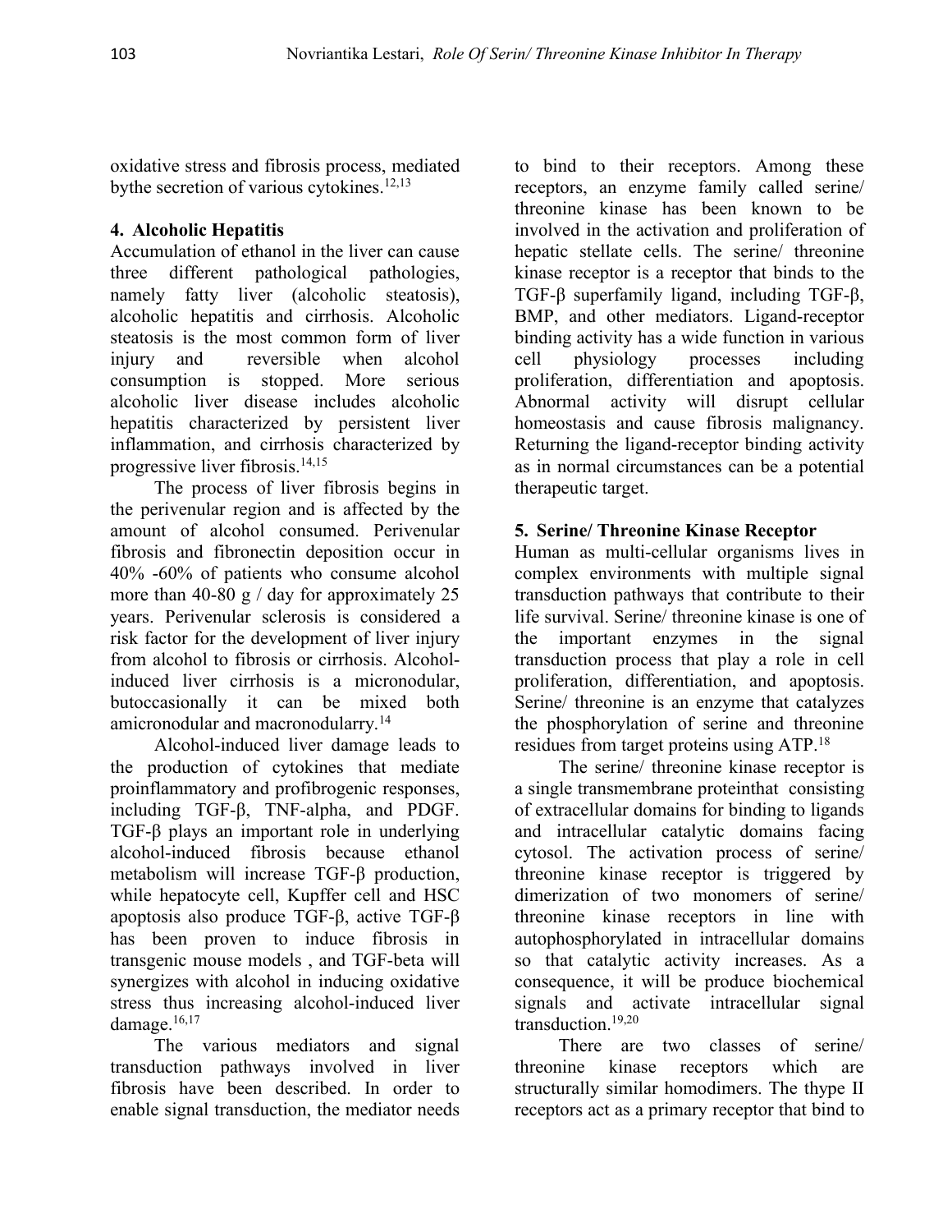oxidative stress and fibrosis process, mediated bythe secretion of various cytokines.[12,13]

## 4. Alcoholic Hepatitis

Accumulation of ethanol in the liver can cause three different pathological pathologies, namely fatty liver (alcoholic steatosis), alcoholic hepatitis and cirrhosis. Alcoholic steatosis is the most common form of liver injury and reversible when alcohol consumption is stopped. More serious alcoholic liver disease includes alcoholic hepatitis characterized by persistent liver inflammation, and cirrhosis characterized by progressive liver fibrosis.[14,15]

The process of liver fibrosis begins in the perivenular region and is affected by the amount of alcohol consumed. Perivenular fibrosis and fibronectin deposition occur in 40% -60% of patients who consume alcohol more than 40-80 g / day for approximately 25 years. Perivenular sclerosis is considered a risk factor for the development of liver injury from alcohol to fibrosis or cirrhosis. Alcohol-induced liver cirrhosis is a micronodular, butoccasionally it can be mixed both amicronodular and macronodularry.[14]

Alcohol-induced liver damage leads to the production of cytokines that mediate proinflammatory and profibrogenic responses, including TGF-β, TNF-alpha, and PDGF. TGF-β plays an important role in underlying alcohol-induced fibrosis because ethanol metabolism will increase TGF-β production, while hepatocyte cell, Kupffer cell and HSC apoptosis also produce TGF-β, active TGF-β has been proven to induce fibrosis in transgenic mouse models , and TGF-beta will synergizes with alcohol in inducing oxidative stress thus increasing alcohol-induced liver damage.[16,17]

The various mediators and signal transduction pathways involved in liver fibrosis have been described. In order to enable signal transduction, the mediator needs to bind to their receptors. Among these receptors, an enzyme family called serine/ threonine kinase has been known to be involved in the activation and proliferation of hepatic stellate cells. The serine/ threonine kinase receptor is a receptor that binds to the TGF-β superfamily ligand, including TGF-β, BMP, and other mediators. Ligand-receptor binding activity has a wide function in various cell physiology processes including proliferation, differentiation and apoptosis. Abnormal activity will disrupt cellular homeostasis and cause fibrosis malignancy. Returning the ligand-receptor binding activity as in normal circumstances can be a potential therapeutic target.

## 5. Serine/ Threonine Kinase Receptor

Human as multi-cellular organisms lives in complex environments with multiple signal transduction pathways that contribute to their life survival. Serine/ threonine kinase is one of the important enzymes in the signal transduction process that play a role in cell proliferation, differentiation, and apoptosis. Serine/ threonine is an enzyme that catalyzes the phosphorylation of serine and threonine residues from target proteins using ATP.[18]

The serine/ threonine kinase receptor is a single transmembrane proteinthat consisting of extracellular domains for binding to ligands and intracellular catalytic domains facing cytosol. The activation process of serine/ threonine kinase receptor is triggered by dimerization of two monomers of serine/ threonine kinase receptors in line with autophosphorylated in intracellular domains so that catalytic activity increases. As a consequence, it will be produce biochemical signals and activate intracellular signal transduction.[19,20]

There are two classes of serine/ threonine kinase receptors which are structurally similar homodimers. The thype II receptors act as a primary receptor that bind to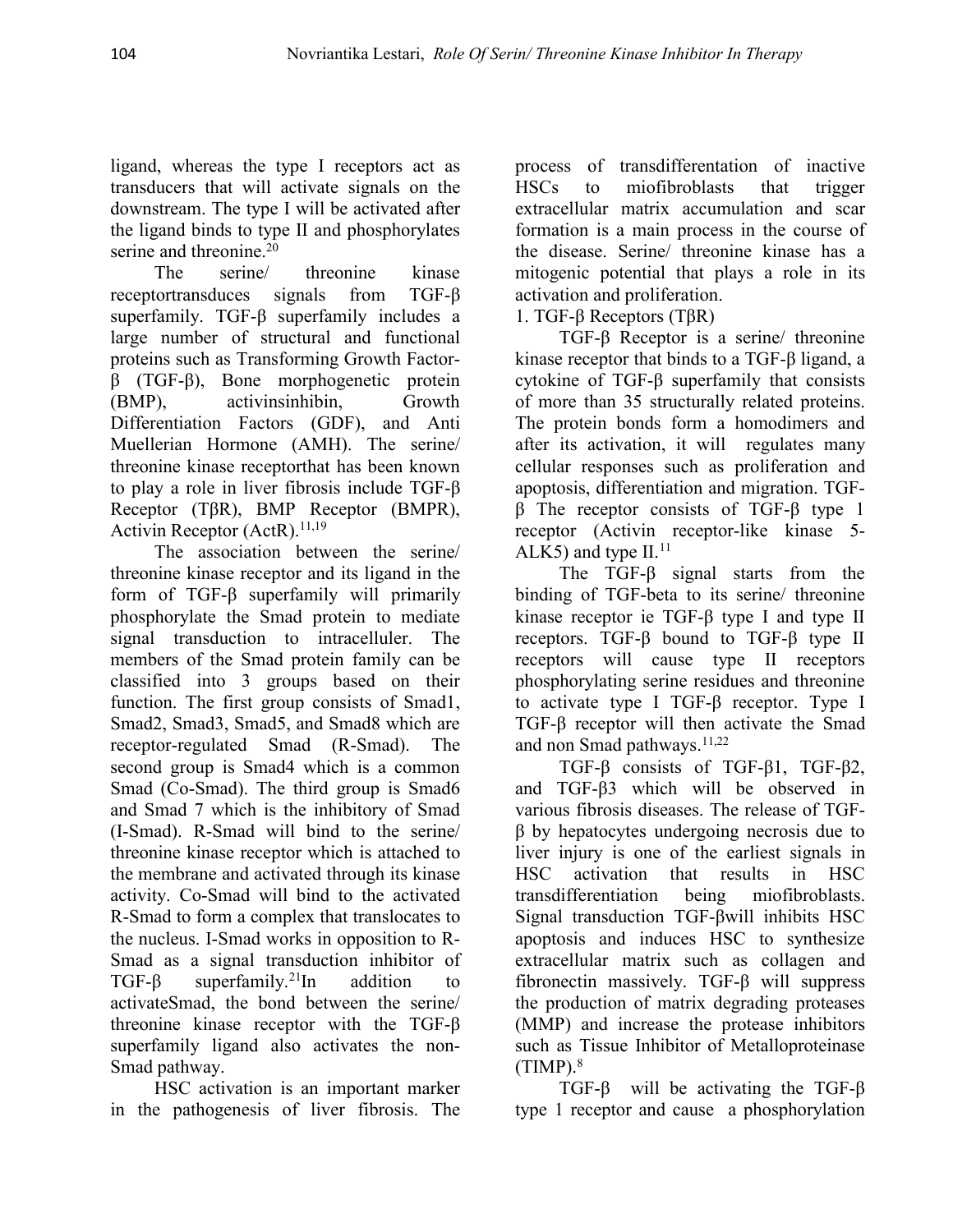ligand, whereas the type I receptors act as transducers that will activate signals on the downstream. The type I will be activated after the ligand binds to type II and phosphorylates serine and threonine.[20]

The serine/ threonine kinase receptortransduces signals from TGF-β superfamily. TGF-β superfamily includes a large number of structural and functional proteins such as Transforming Growth Factor-β (TGF-β), Bone morphogenetic protein (BMP), activinsinhibin, Growth Differentiation Factors (GDF), and Anti Muellerian Hormone (AMH). The serine/ threonine kinase receptorthat has been known to play a role in liver fibrosis include TGF-β Receptor (TβR), BMP Receptor (BMPR), Activin Receptor (ActR).[11,19]

The association between the serine/ threonine kinase receptor and its ligand in the form of TGF-β superfamily will primarily phosphorylate the Smad protein to mediate signal transduction to intracelluler. The members of the Smad protein family can be classified into 3 groups based on their function. The first group consists of Smad1, Smad2, Smad3, Smad5, and Smad8 which are receptor-regulated Smad (R-Smad). The second group is Smad4 which is a common Smad (Co-Smad). The third group is Smad6 and Smad 7 which is the inhibitory of Smad (I-Smad). R-Smad will bind to the serine/ threonine kinase receptor which is attached to the membrane and activated through its kinase activity. Co-Smad will bind to the activated R-Smad to form a complex that translocates to the nucleus. I-Smad works in opposition to R-Smad as a signal transduction inhibitor of TGF-β superfamily.[21]In addition to activateSmad, the bond between the serine/ threonine kinase receptor with the TGF-β superfamily ligand also activates the non-Smad pathway.

HSC activation is an important marker in the pathogenesis of liver fibrosis. The process of transdifferentation of inactive HSCs to miofibroblasts that trigger extracellular matrix accumulation and scar formation is a main process in the course of the disease. Serine/ threonine kinase has a mitogenic potential that plays a role in its activation and proliferation.

1. TGF-β Receptors (TβR)

TGF-β Receptor is a serine/ threonine kinase receptor that binds to a TGF-β ligand, a cytokine of TGF-β superfamily that consists of more than 35 structurally related proteins. The protein bonds form a homodimers and after its activation, it will regulates many cellular responses such as proliferation and apoptosis, differentiation and migration. TGF-β The receptor consists of TGF-β type 1 receptor (Activin receptor-like kinase 5-ALK5) and type II.[11]

The TGF-β signal starts from the binding of TGF-beta to its serine/ threonine kinase receptor ie TGF-β type I and type II receptors. TGF-β bound to TGF-β type II receptors will cause type II receptors phosphorylating serine residues and threonine to activate type I TGF-β receptor. Type I TGF-β receptor will then activate the Smad and non Smad pathways.[11,22]

TGF-β consists of TGF-β1, TGF-β2, and TGF-β3 which will be observed in various fibrosis diseases. The release of TGF-β by hepatocytes undergoing necrosis due to liver injury is one of the earliest signals in HSC activation that results in HSC transdifferentiation being miofibroblasts. Signal transduction TGF-βwill inhibits HSC apoptosis and induces HSC to synthesize extracellular matrix such as collagen and fibronectin massively. TGF-β will suppress the production of matrix degrading proteases (MMP) and increase the protease inhibitors such as Tissue Inhibitor of Metalloproteinase (TIMP).[8]

TGF-β will be activating the TGF-β type 1 receptor and cause a phosphorylation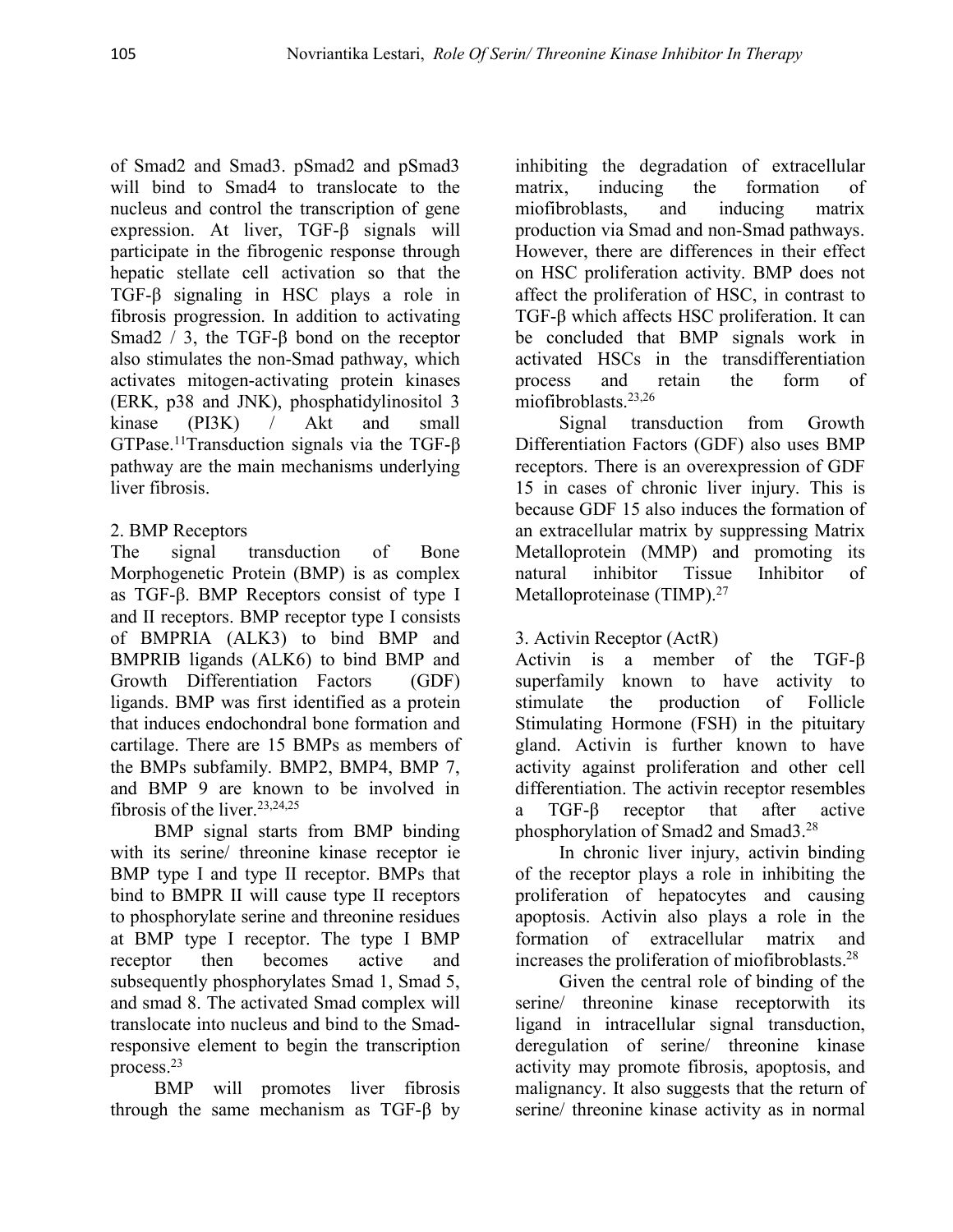of Smad2 and Smad3. pSmad2 and pSmad3 will bind to Smad4 to translocate to the nucleus and control the transcription of gene expression. At liver, TGF-β signals will participate in the fibrogenic response through hepatic stellate cell activation so that the TGF-β signaling in HSC plays a role in fibrosis progression. In addition to activating Smad2 / 3, the TGF-β bond on the receptor also stimulates the non-Smad pathway, which activates mitogen-activating protein kinases (ERK, p38 and JNK), phosphatidylinositol 3 kinase (PI3K) / Akt and small GTPase.[11]Transduction signals via the TGF-β pathway are the main mechanisms underlying liver fibrosis.

2. BMP Receptors

The signal transduction of Bone Morphogenetic Protein (BMP) is as complex as TGF-β. BMP Receptors consist of type I and II receptors. BMP receptor type I consists of BMPRIA (ALK3) to bind BMP and BMPRIB ligands (ALK6) to bind BMP and Growth Differentiation Factors (GDF) ligands. BMP was first identified as a protein that induces endochondral bone formation and cartilage. There are 15 BMPs as members of the BMPs subfamily. BMP2, BMP4, BMP 7, and BMP 9 are known to be involved in fibrosis of the liver.[23,24,25]

BMP signal starts from BMP binding with its serine/ threonine kinase receptor ie BMP type I and type II receptor. BMPs that bind to BMPR II will cause type II receptors to phosphorylate serine and threonine residues at BMP type I receptor. The type I BMP receptor then becomes active and subsequently phosphorylates Smad 1, Smad 5, and smad 8. The activated Smad complex will translocate into nucleus and bind to the Smad-responsive element to begin the transcription process.[23]

BMP will promotes liver fibrosis through the same mechanism as TGF-β by inhibiting the degradation of extracellular matrix, inducing the formation of miofibroblasts, and inducing matrix production via Smad and non-Smad pathways. However, there are differences in their effect on HSC proliferation activity. BMP does not affect the proliferation of HSC, in contrast to TGF-β which affects HSC proliferation. It can be concluded that BMP signals work in activated HSCs in the transdifferentiation process and retain the form of miofibroblasts.[23,26]

Signal transduction from Growth Differentiation Factors (GDF) also uses BMP receptors. There is an overexpression of GDF 15 in cases of chronic liver injury. This is because GDF 15 also induces the formation of an extracellular matrix by suppressing Matrix Metalloprotein (MMP) and promoting its natural inhibitor Tissue Inhibitor of Metalloproteinase (TIMP).[27]

3. Activin Receptor (ActR)

Activin is a member of the TGF-β superfamily known to have activity to stimulate the production of Follicle Stimulating Hormone (FSH) in the pituitary gland. Activin is further known to have activity against proliferation and other cell differentiation. The activin receptor resembles a TGF-β receptor that after active phosphorylation of Smad2 and Smad3.[28]

In chronic liver injury, activin binding of the receptor plays a role in inhibiting the proliferation of hepatocytes and causing apoptosis. Activin also plays a role in the formation of extracellular matrix and increases the proliferation of miofibroblasts.[28]

Given the central role of binding of the serine/ threonine kinase receptorwith its ligand in intracellular signal transduction, deregulation of serine/ threonine kinase activity may promote fibrosis, apoptosis, and malignancy. It also suggests that the return of serine/ threonine kinase activity as in normal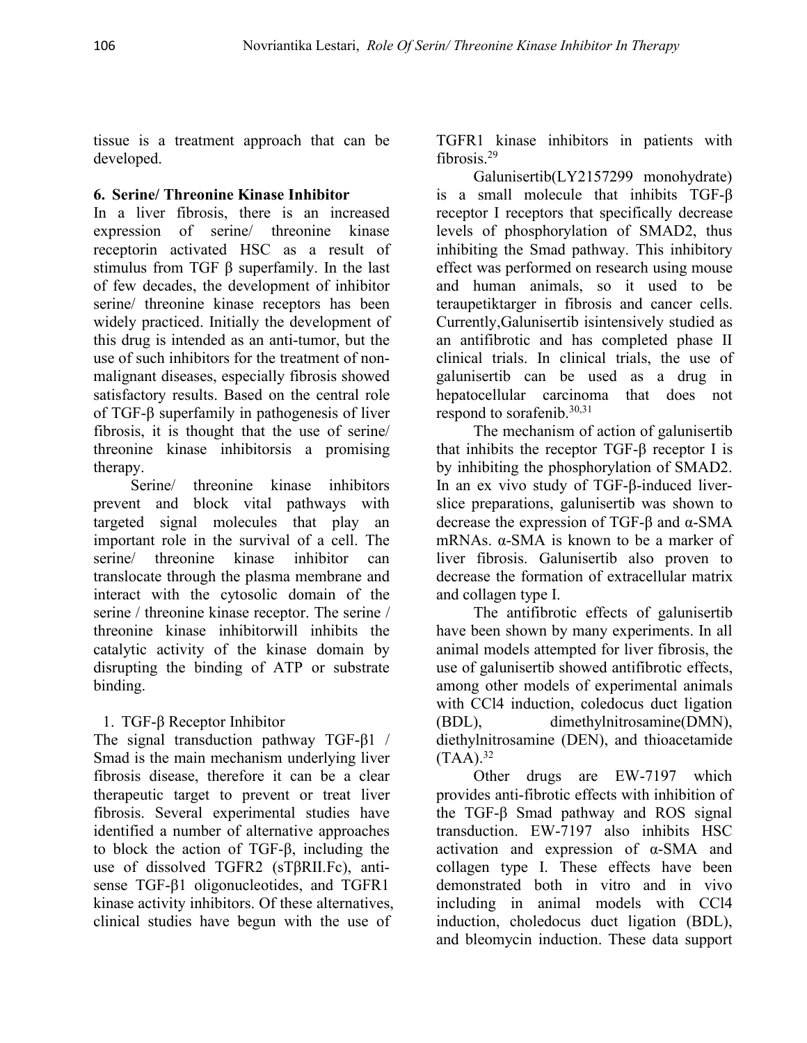tissue is a treatment approach that can be developed.

## 6. Serine/ Threonine Kinase Inhibitor

In a liver fibrosis, there is an increased expression of serine/ threonine kinase receptorin activated HSC as a result of stimulus from TGF β superfamily. In the last of few decades, the development of inhibitor serine/ threonine kinase receptors has been widely practiced. Initially the development of this drug is intended as an anti-tumor, but the use of such inhibitors for the treatment of non-malignant diseases, especially fibrosis showed satisfactory results. Based on the central role of TGF-β superfamily in pathogenesis of liver fibrosis, it is thought that the use of serine/ threonine kinase inhibitorsis a promising therapy.

Serine/ threonine kinase inhibitors prevent and block vital pathways with targeted signal molecules that play an important role in the survival of a cell. The serine/ threonine kinase inhibitor can translocate through the plasma membrane and interact with the cytosolic domain of the serine / threonine kinase receptor. The serine / threonine kinase inhibitorwill inhibits the catalytic activity of the kinase domain by disrupting the binding of ATP or substrate binding.

1. TGF-β Receptor Inhibitor

The signal transduction pathway TGF-β1 / Smad is the main mechanism underlying liver fibrosis disease, therefore it can be a clear therapeutic target to prevent or treat liver fibrosis. Several experimental studies have identified a number of alternative approaches to block the action of TGF-β, including the use of dissolved TGFR2 (sTβRII.Fc), anti-sense TGF-β1 oligonucleotides, and TGFR1 kinase activity inhibitors. Of these alternatives, clinical studies have begun with the use of TGFR1 kinase inhibitors in patients with fibrosis.[29]

Galunisertib(LY2157299 monohydrate) is a small molecule that inhibits TGF-β receptor I receptors that specifically decrease levels of phosphorylation of SMAD2, thus inhibiting the Smad pathway. This inhibitory effect was performed on research using mouse and human animals, so it used to be teraupetiktarger in fibrosis and cancer cells. Currently,Galunisertib isintensively studied as an antifibrotic and has completed phase II clinical trials. In clinical trials, the use of galunisertib can be used as a drug in hepatocellular carcinoma that does not respond to sorafenib.[30,31]

The mechanism of action of galunisertib that inhibits the receptor TGF-β receptor I is by inhibiting the phosphorylation of SMAD2. In an ex vivo study of TGF-β-induced liver-slice preparations, galunisertib was shown to decrease the expression of TGF-β and α-SMA mRNAs. α-SMA is known to be a marker of liver fibrosis. Galunisertib also proven to decrease the formation of extracellular matrix and collagen type I.

The antifibrotic effects of galunisertib have been shown by many experiments. In all animal models attempted for liver fibrosis, the use of galunisertib showed antifibrotic effects, among other models of experimental animals with $CCl_4$ induction, coledocus duct ligation (BDL), dimethylnitrosamine(DMN), diethylnitrosamine (DEN), and thioacetamide (TAA).[32]

Other drugs are EW-7197 which provides anti-fibrotic effects with inhibition of the TGF-β Smad pathway and ROS signal transduction. EW-7197 also inhibits HSC activation and expression of α-SMA and collagen type I. These effects have been demonstrated both in vitro and in vivo including in animal models with $CCl_4$ induction, choledocus duct ligation (BDL), and bleomycin induction. These data support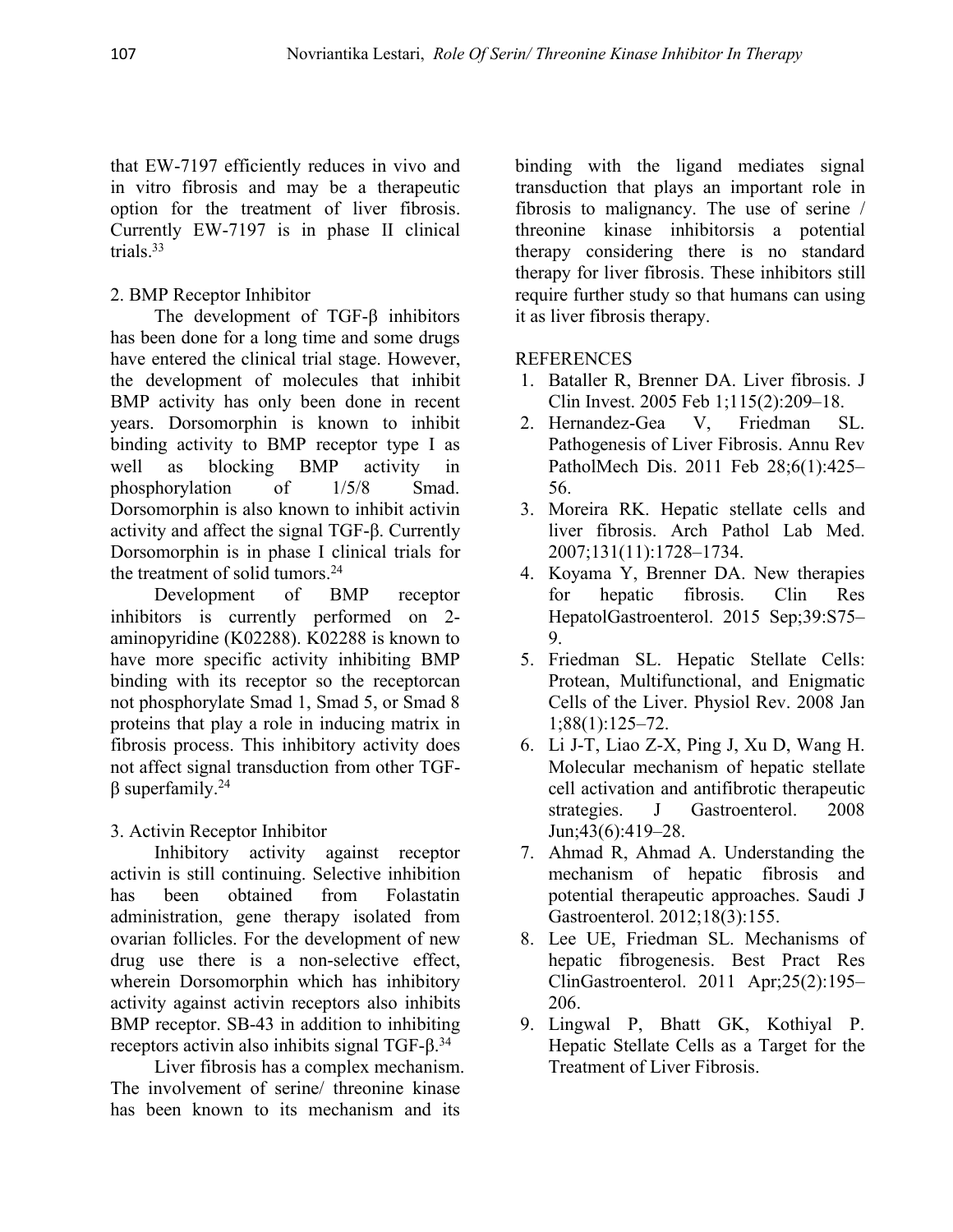that EW-7197 efficiently reduces in vivo and in vitro fibrosis and may be a therapeutic option for the treatment of liver fibrosis. Currently EW-7197 is in phase II clinical trials.[33]

2. BMP Receptor Inhibitor

The development of TGF-β inhibitors has been done for a long time and some drugs have entered the clinical trial stage. However, the development of molecules that inhibit BMP activity has only been done in recent years. Dorsomorphin is known to inhibit binding activity to BMP receptor type I as well as blocking BMP activity in phosphorylation of 1/5/8 Smad. Dorsomorphin is also known to inhibit activin activity and affect the signal TGF-β. Currently Dorsomorphin is in phase I clinical trials for the treatment of solid tumors.[24]

Development of BMP receptor inhibitors is currently performed on 2-aminopyridine (K02288). K02288 is known to have more specific activity inhibiting BMP binding with its receptor so the receptorcan not phosphorylate Smad 1, Smad 5, or Smad 8 proteins that play a role in inducing matrix in fibrosis process. This inhibitory activity does not affect signal transduction from other TGF-β superfamily.[24]

3. Activin Receptor Inhibitor

Inhibitory activity against receptor activin is still continuing. Selective inhibition has been obtained from Folastatin administration, gene therapy isolated from ovarian follicles. For the development of new drug use there is a non-selective effect, wherein Dorsomorphin which has inhibitory activity against activin receptors also inhibits BMP receptor. SB-43 in addition to inhibiting receptors activin also inhibits signal TGF-β.[34]

Liver fibrosis has a complex mechanism. The involvement of serine/ threonine kinase has been known to its mechanism and its binding with the ligand mediates signal transduction that plays an important role in fibrosis to malignancy. The use of serine / threonine kinase inhibitorsis a potential therapy considering there is no standard therapy for liver fibrosis. These inhibitors still require further study so that humans can using it as liver fibrosis therapy.

REFERENCES

1. Bataller R, Brenner DA. Liver fibrosis. J Clin Invest. 2005 Feb 1;115(2):209–18.
2. Hernandez-Gea V, Friedman SL. Pathogenesis of Liver Fibrosis. Annu Rev PatholMech Dis. 2011 Feb 28;6(1):425–56.
3. Moreira RK. Hepatic stellate cells and liver fibrosis. Arch Pathol Lab Med. 2007;131(11):1728–1734.
4. Koyama Y, Brenner DA. New therapies for hepatic fibrosis. Clin Res HepatolGastroenterol. 2015 Sep;39:S75–9.
5. Friedman SL. Hepatic Stellate Cells: Protean, Multifunctional, and Enigmatic Cells of the Liver. Physiol Rev. 2008 Jan 1;88(1):125–72.
6. Li J-T, Liao Z-X, Ping J, Xu D, Wang H. Molecular mechanism of hepatic stellate cell activation and antifibrotic therapeutic strategies. J Gastroenterol. 2008 Jun;43(6):419–28.
7. Ahmad R, Ahmad A. Understanding the mechanism of hepatic fibrosis and potential therapeutic approaches. Saudi J Gastroenterol. 2012;18(3):155.
8. Lee UE, Friedman SL. Mechanisms of hepatic fibrogenesis. Best Pract Res ClinGastroenterol. 2011 Apr;25(2):195–206.
9. Lingwal P, Bhatt GK, Kothiyal P. Hepatic Stellate Cells as a Target for the Treatment of Liver Fibrosis.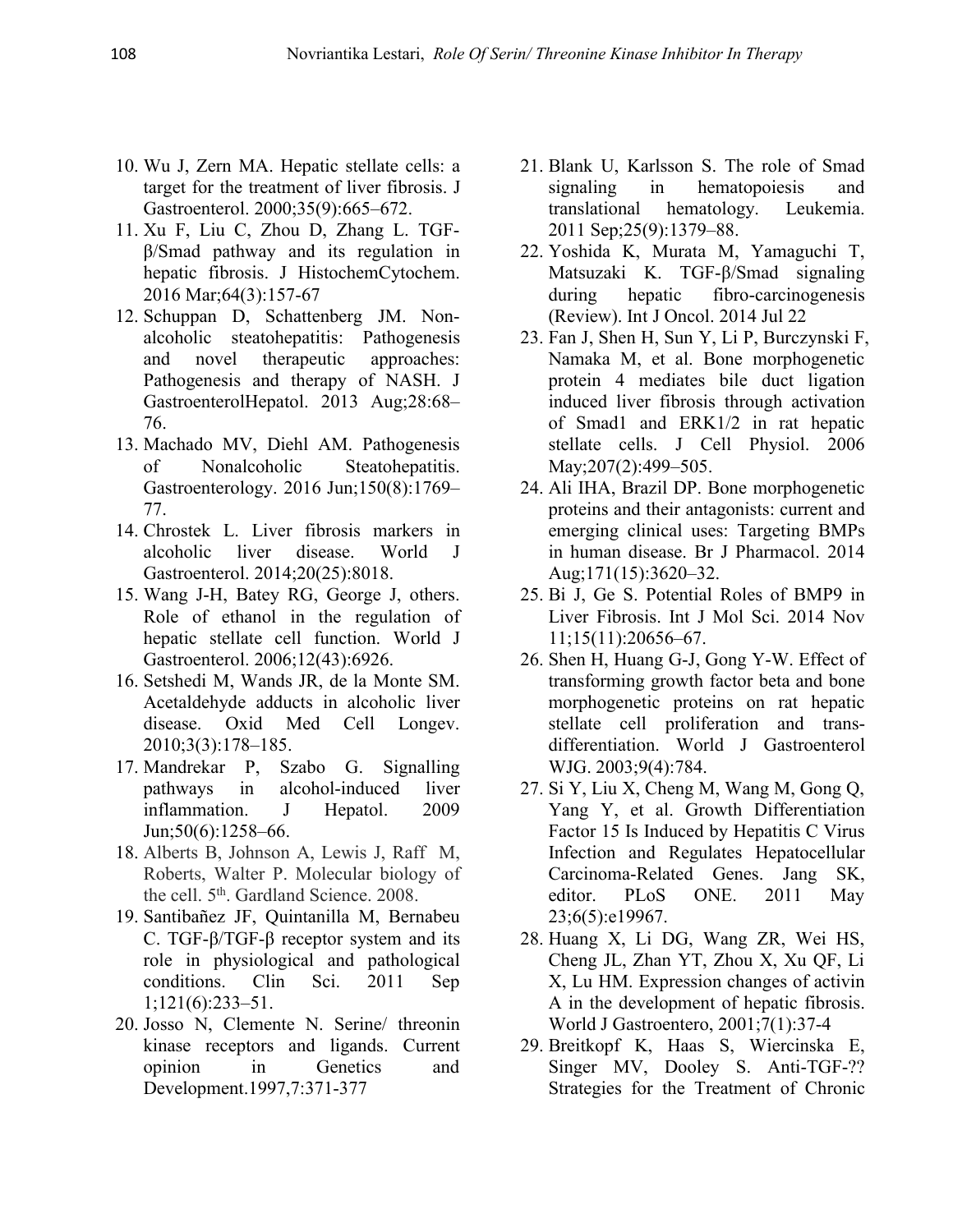10. Wu J, Zern MA. Hepatic stellate cells: a target for the treatment of liver fibrosis. J Gastroenterol. 2000;35(9):665–672.
11. Xu F, Liu C, Zhou D, Zhang L. TGF-β/Smad pathway and its regulation in hepatic fibrosis. J HistochemCytochem. 2016 Mar;64(3):157-67
12. Schuppan D, Schattenberg JM. Non-alcoholic steatohepatitis: Pathogenesis and novel therapeutic approaches: Pathogenesis and therapy of NASH. J GastroenterolHepatol. 2013 Aug;28:68–76.
13. Machado MV, Diehl AM. Pathogenesis of Nonalcoholic Steatohepatitis. Gastroenterology. 2016 Jun;150(8):1769–77.
14. Chrostek L. Liver fibrosis markers in alcoholic liver disease. World J Gastroenterol. 2014;20(25):8018.
15. Wang J-H, Batey RG, George J, others. Role of ethanol in the regulation of hepatic stellate cell function. World J Gastroenterol. 2006;12(43):6926.
16. Setshedi M, Wands JR, de la Monte SM. Acetaldehyde adducts in alcoholic liver disease. Oxid Med Cell Longev. 2010;3(3):178–185.
17. Mandrekar P, Szabo G. Signalling pathways in alcohol-induced liver inflammation. J Hepatol. 2009 Jun;50(6):1258–66.
18. Alberts B, Johnson A, Lewis J, Raff M, Roberts, Walter P. Molecular biology of the cell. 5th. Gardland Science. 2008.
19. Santibañez JF, Quintanilla M, Bernabeu C. TGF-β/TGF-β receptor system and its role in physiological and pathological conditions. Clin Sci. 2011 Sep 1;121(6):233–51.
20. Josso N, Clemente N. Serine/ threonin kinase receptors and ligands. Current opinion in Genetics and Development.1997,7:371-377
21. Blank U, Karlsson S. The role of Smad signaling in hematopoiesis and translational hematology. Leukemia. 2011 Sep;25(9):1379–88.
22. Yoshida K, Murata M, Yamaguchi T, Matsuzaki K. TGF-β/Smad signaling during hepatic fibro-carcinogenesis (Review). Int J Oncol. 2014 Jul 22
23. Fan J, Shen H, Sun Y, Li P, Burczynski F, Namaka M, et al. Bone morphogenetic protein 4 mediates bile duct ligation induced liver fibrosis through activation of Smad1 and ERK1/2 in rat hepatic stellate cells. J Cell Physiol. 2006 May;207(2):499–505.
24. Ali IHA, Brazil DP. Bone morphogenetic proteins and their antagonists: current and emerging clinical uses: Targeting BMPs in human disease. Br J Pharmacol. 2014 Aug;171(15):3620–32.
25. Bi J, Ge S. Potential Roles of BMP9 in Liver Fibrosis. Int J Mol Sci. 2014 Nov 11;15(11):20656–67.
26. Shen H, Huang G-J, Gong Y-W. Effect of transforming growth factor beta and bone morphogenetic proteins on rat hepatic stellate cell proliferation and trans-differentiation. World J Gastroenterol WJG. 2003;9(4):784.
27. Si Y, Liu X, Cheng M, Wang M, Gong Q, Yang Y, et al. Growth Differentiation Factor 15 Is Induced by Hepatitis C Virus Infection and Regulates Hepatocellular Carcinoma-Related Genes. Jang SK, editor. PLoS ONE. 2011 May 23;6(5):e19967.
28. Huang X, Li DG, Wang ZR, Wei HS, Cheng JL, Zhan YT, Zhou X, Xu QF, Li X, Lu HM. Expression changes of activin A in the development of hepatic fibrosis. World J Gastroentero, 2001;7(1):37-4
29. Breitkopf K, Haas S, Wiercinska E, Singer MV, Dooley S. Anti-TGF-?? Strategies for the Treatment of Chronic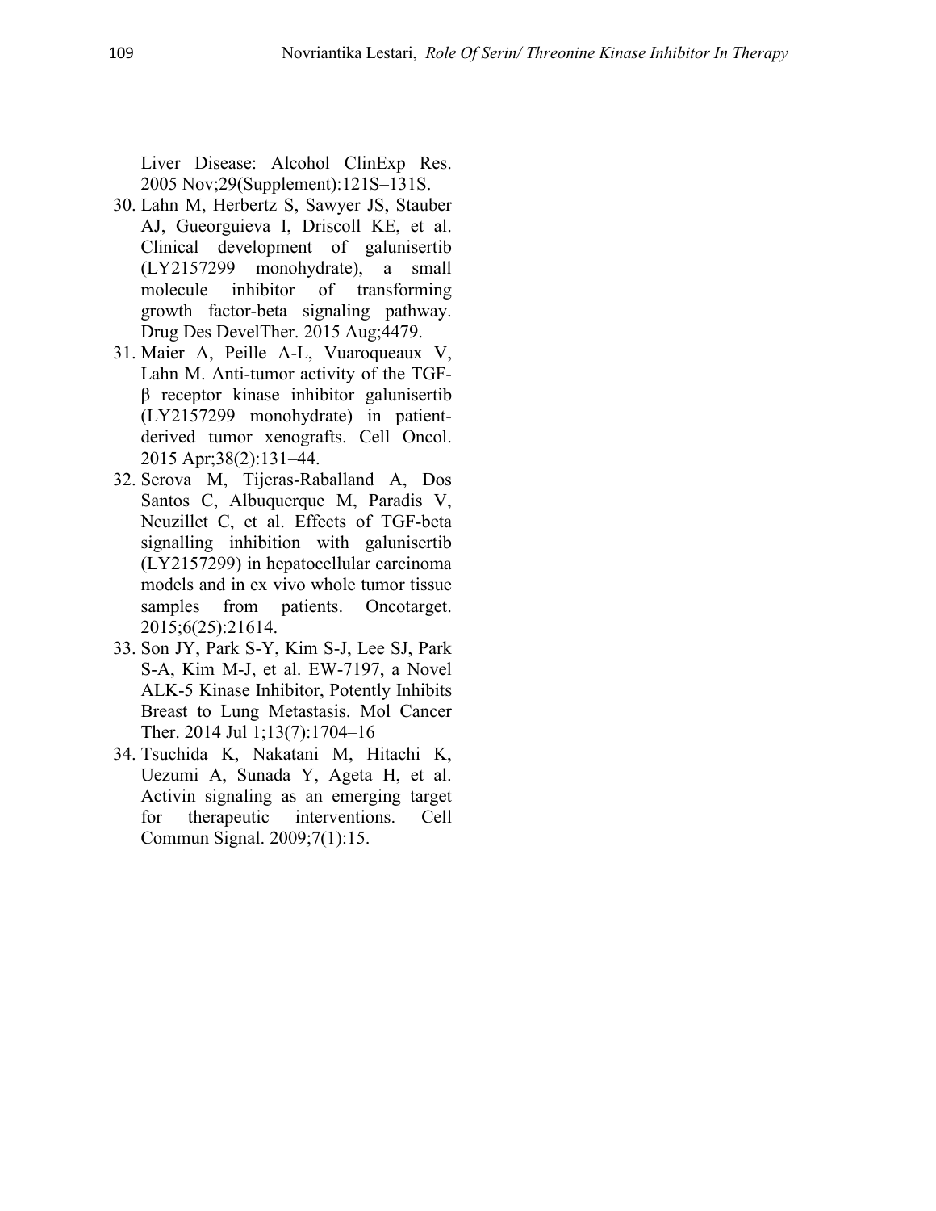Liver Disease: Alcohol ClinExp Res. 2005 Nov;29(Supplement):121S–131S.

30. Lahn M, Herbertz S, Sawyer JS, Stauber AJ, Gueorguieva I, Driscoll KE, et al. Clinical development of galunisertib (LY2157299 monohydrate), a small molecule inhibitor of transforming growth factor-beta signaling pathway. Drug Des DevelTher. 2015 Aug;4479.
31. Maier A, Peille A-L, Vuaroqueaux V, Lahn M. Anti-tumor activity of the TGF-β receptor kinase inhibitor galunisertib (LY2157299 monohydrate) in patient-derived tumor xenografts. Cell Oncol. 2015 Apr;38(2):131–44.
32. Serova M, Tijeras-Raballand A, Dos Santos C, Albuquerque M, Paradis V, Neuzillet C, et al. Effects of TGF-beta signalling inhibition with galunisertib (LY2157299) in hepatocellular carcinoma models and in ex vivo whole tumor tissue samples from patients. Oncotarget. 2015;6(25):21614.
33. Son JY, Park S-Y, Kim S-J, Lee SJ, Park S-A, Kim M-J, et al. EW-7197, a Novel ALK-5 Kinase Inhibitor, Potently Inhibits Breast to Lung Metastasis. Mol Cancer Ther. 2014 Jul 1;13(7):1704–16
34. Tsuchida K, Nakatani M, Hitachi K, Uezumi A, Sunada Y, Ageta H, et al. Activin signaling as an emerging target for therapeutic interventions. Cell Commun Signal. 2009;7(1):15.